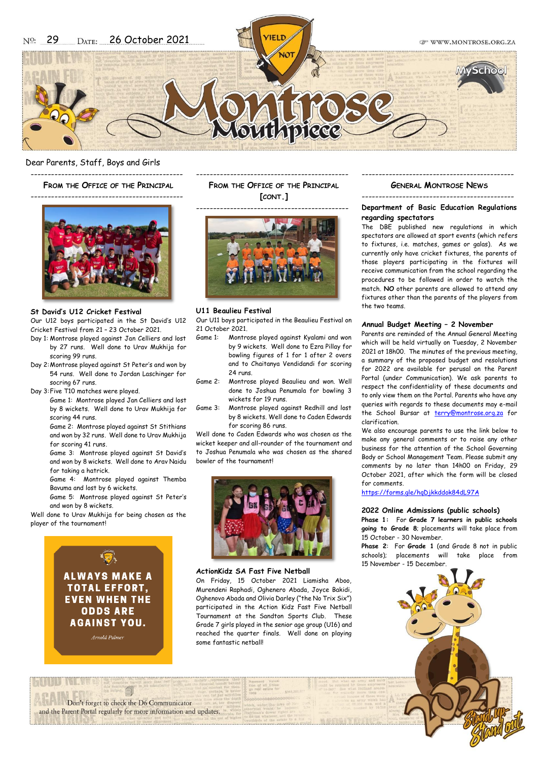Nº: 29 Date: 26 October 2021

WWW.MONTROSE.ORG.ZA

# Montrose Mouthpiece

Dear Parents, Staff, Boys and Girls

## From the Office of the Principal

**St David's U12 Cricket Festival**

Our U12 boys participated in the St David's U12 Cricket Festival from 21 – 23 October 2021.

Day 1: Montrose played against Jan Celliers and lost by 27 runs. Well done to Urav Mukhija for scoring 99 runs.

Day 2: Montrose played against St Peter's and won by 54 runs. Well done to Jordan Laschinger for socring 67 runs.

Day 3: Five T10 matches were played.

Game 1: Montrose played Jan Celliers and lost by 8 wickets. Well done to Urav Mukhija for scoring 44 runs.

Game 2: Montrose played against St Stithians and won by 32 runs. Well done to Urav Mukhija for scoring 41 runs.

Game 3: Montrose played against St David's and won by 8 wickets. Well done to Arav Naidu for taking a hatrick.

Game 4: Montrose played against Themba Bavuma and lost by 6 wickets.

Game 5: Montrose played against St Peter's and won by 8 wickets.

Well done to Urav Mukhija for being chosen as the player of the tournament!

**ALWAYS MAKE A TOTAL EFFORT, EVEN WHEN THE ODDS ARE AGAINST YOU.**

*Arnold Palmer*

## From the Office of the Principal [cont.]

**U11 Beaulieu Festival**

Our U11 boys participated in the Beaulieu Festival on 21 October 2021.

Game 1: Montrose played against Kyalami and won by 9 wickets. Well done to Ezra Pillay for bowling figures of 1 for 1 after 2 overs and to Chaitanya Vendidandi for scoring 24 runs.

Game 2: Montrose played Beaulieu and won. Well done to Joshua Penumala for bowling 3 wickets for 19 runs.

Game 3: Montrose played against Redhill and lost by 8 wickets. Well done to Caden Edwards for scoring 86 runs.

Well done to Caden Edwards who was chosen as the wicket keeper and all-rounder of the tournament and to Joshua Penumala who was chosen as the shared bowler of the tournament!

**ActionKidz SA Fast Five Netball**

On Friday, 15 October 2021 Liamisha Aboo, Murendeni Raphadi, Oghenero Abada, Joyce Bakidi, Oghenovo Abada and Olivia Darley ("the No Trix Six") participated in the Action Kidz Fast Five Netball Tournament at the Sandton Sports Club. These Grade 7 girls played in the senior age group (U16) and reached the quarter finals. Well done on playing some fantastic netball!

## General Montrose News

**Department of Basic Education Regulations regarding spectators**

The DBE published new regulations in which spectators are allowed at sport events (which refers to fixtures, i.e. matches, games or galas). As we currently only have cricket fixtures, the parents of those players participating in the fixtures will receive communication from the school regarding the procedures to be followed in order to watch the match. **NO** other parents are allowed to attend any fixtures other than the parents of the players from the two teams.

**Annual Budget Meeting – 2 November**

Parents are reminded of the Annual General Meeting which will be held virtually on Tuesday, 2 November 2021 at 18h00. The minutes of the previous meeting, a summary of the proposed budget and resolutions for 2022 are available for perusal on the Parent Portal (under Communication). We ask parents to respect the confidentiality of these documents and to only view them on the Portal. Parents who have any queries with regards to these documents may e-mail the School Bursar at terry@montrose.org.za for clarification.

We also encourage parents to use the link below to make any general comments or to raise any other business for the attention of the School Governing Body or School Management Team. Please submit any comments by no later than 14h00 on Friday, 29 October 2021, after which the form will be closed for comments.

https://forms.gle/hqDjkkddok84dL97A

**2022 Online Admissions (public schools)**

**Phase 1:** For **Grade 7 learners in public schools going to Grade 8**; placements will take place from 15 October - 30 November.

**Phase 2:** For **Grade 1** (and Grade 8 not in public schools); placements will take place from 15 November - 15 December.

Don't forget to check the D6 Communicator and the Parent Portal regularly for more information and updates.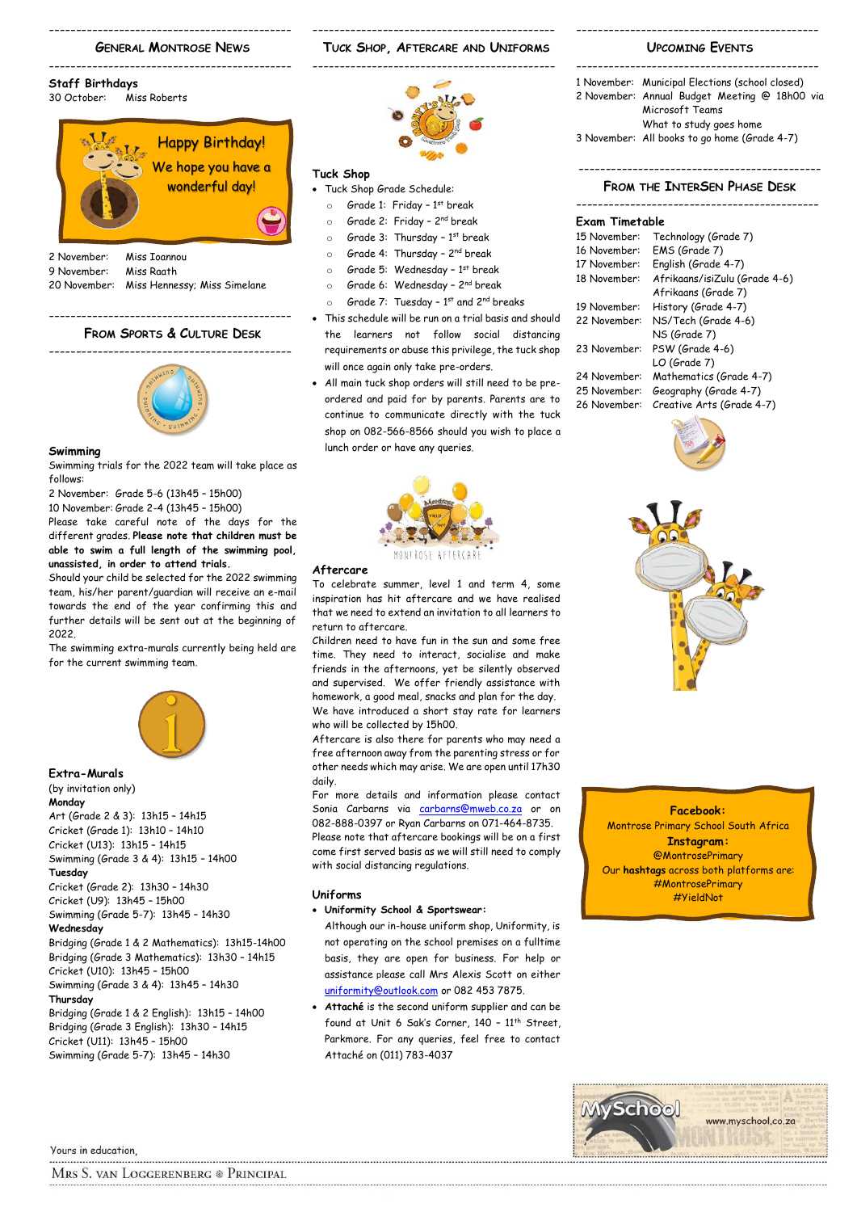## General Montrose News

### Staff Birthdays

30 October: Miss Roberts

Happy Birthday!
We hope you have a wonderful day!

2 November: Miss Ioannou
9 November: Miss Raath
20 November: Miss Hennessy; Miss Simelane

## From Sports & Culture Desk

### Swimming

Swimming trials for the 2022 team will take place as follows:

2 November: Grade 5-6 (13h45 – 15h00)
10 November: Grade 2-4 (13h45 – 15h00)

Please take careful note of the days for the different grades. **Please note that children must be able to swim a full length of the swimming pool, unassisted, in order to attend trials.**

Should your child be selected for the 2022 swimming team, his/her parent/guardian will receive an e-mail towards the end of the year confirming this and further details will be sent out at the beginning of 2022.

The swimming extra-murals currently being held are for the current swimming team.

### Extra-Murals

(by invitation only)

**Monday**
Art (Grade 2 & 3): 13h15 – 14h15
Cricket (Grade 1): 13h10 – 14h10
Cricket (U13): 13h15 – 14h15
Swimming (Grade 3 & 4): 13h15 – 14h00

**Tuesday**
Cricket (Grade 2): 13h30 – 14h30
Cricket (U9): 13h45 – 15h00
Swimming (Grade 5-7): 13h45 – 14h30

**Wednesday**
Bridging (Grade 1 & 2 Mathematics): 13h15-14h00
Bridging (Grade 3 Mathematics): 13h30 – 14h15
Cricket (U10): 13h45 – 15h00
Swimming (Grade 3 & 4): 13h45 – 14h30

**Thursday**
Bridging (Grade 1 & 2 English): 13h15 – 14h00
Bridging (Grade 3 English): 13h30 – 14h15
Cricket (U11): 13h45 – 15h00
Swimming (Grade 5-7): 13h45 – 14h30

## Tuck Shop, Aftercare and Uniforms

### Tuck Shop

- Tuck Shop Grade Schedule:
  - Grade 1: Friday – 1st break
  - Grade 2: Friday – 2nd break
  - Grade 3: Thursday – 1st break
  - Grade 4: Thursday – 2nd break
  - Grade 5: Wednesday – 1st break
  - Grade 6: Wednesday – 2nd break
  - Grade 7: Tuesday – 1st and 2nd breaks
- This schedule will be run on a trial basis and should the learners not follow social distancing requirements or abuse this privilege, the tuck shop will once again only take pre-orders.
- All main tuck shop orders will still need to be pre-ordered and paid for by parents. Parents are to continue to communicate directly with the tuck shop on 082-566-8566 should you wish to place a lunch order or have any queries.

MONTROSE AFTERCARE

### Aftercare

To celebrate summer, level 1 and term 4, some inspiration has hit aftercare and we have realised that we need to extend an invitation to all learners to return to aftercare.

Children need to have fun in the sun and some free time. They need to interact, socialise and make friends in the afternoons, yet be silently observed and supervised. We offer friendly assistance with homework, a good meal, snacks and plan for the day.

We have introduced a short stay rate for learners who will be collected by 15h00.

Aftercare is also there for parents who may need a free afternoon away from the parenting stress or for other needs which may arise. We are open until 17h30 daily.

For more details and information please contact Sonia Carbarns via carbarns@mweb.co.za or on 082-888-0397 or Ryan Carbarns on 071-464-8735. Please note that aftercare bookings will be on a first come first served basis as we will still need to comply with social distancing regulations.

### Uniforms

- **Uniformity School & Sportswear:**
  Although our in-house uniform shop, Uniformity, is not operating on the school premises on a fulltime basis, they are open for business. For help or assistance please call Mrs Alexis Scott on either uniformity@outlook.com or 082 453 7875.
- **Attaché** is the second uniform supplier and can be found at Unit 6 Sak's Corner, 140 – 11th Street, Parkmore. For any queries, feel free to contact Attaché on (011) 783-4037

## Upcoming Events

| | |
|---|---|
| 1 November: | Municipal Elections (school closed) |
| 2 November: | Annual Budget Meeting @ 18h00 via Microsoft Teams<br>What to study goes home |
| 3 November: | All books to go home (Grade 4-7) |

## From the InterSen Phase Desk

### Exam Timetable

| | |
|---|---|
| 15 November: | Technology (Grade 7) |
| 16 November: | EMS (Grade 7) |
| 17 November: | English (Grade 4-7) |
| 18 November: | Afrikaans/isiZulu (Grade 4-6)<br>Afrikaans (Grade 7) |
| 19 November: | History (Grade 4-7) |
| 22 November: | NS/Tech (Grade 4-6)<br>NS (Grade 7) |
| 23 November: | PSW (Grade 4-6)<br>LO (Grade 7) |
| 24 November: | Mathematics (Grade 4-7) |
| 25 November: | Geography (Grade 4-7) |
| 26 November: | Creative Arts (Grade 4-7) |

**Facebook:**
Montrose Primary School South Africa
**Instagram:**
@MontrosePrimary
Our **hashtags** across both platforms are:
#MontrosePrimary
#YieldNot

MySchool
www.myschool.co.za

Yours in education,

Mrs S. van Loggerenberg ❀ Principal